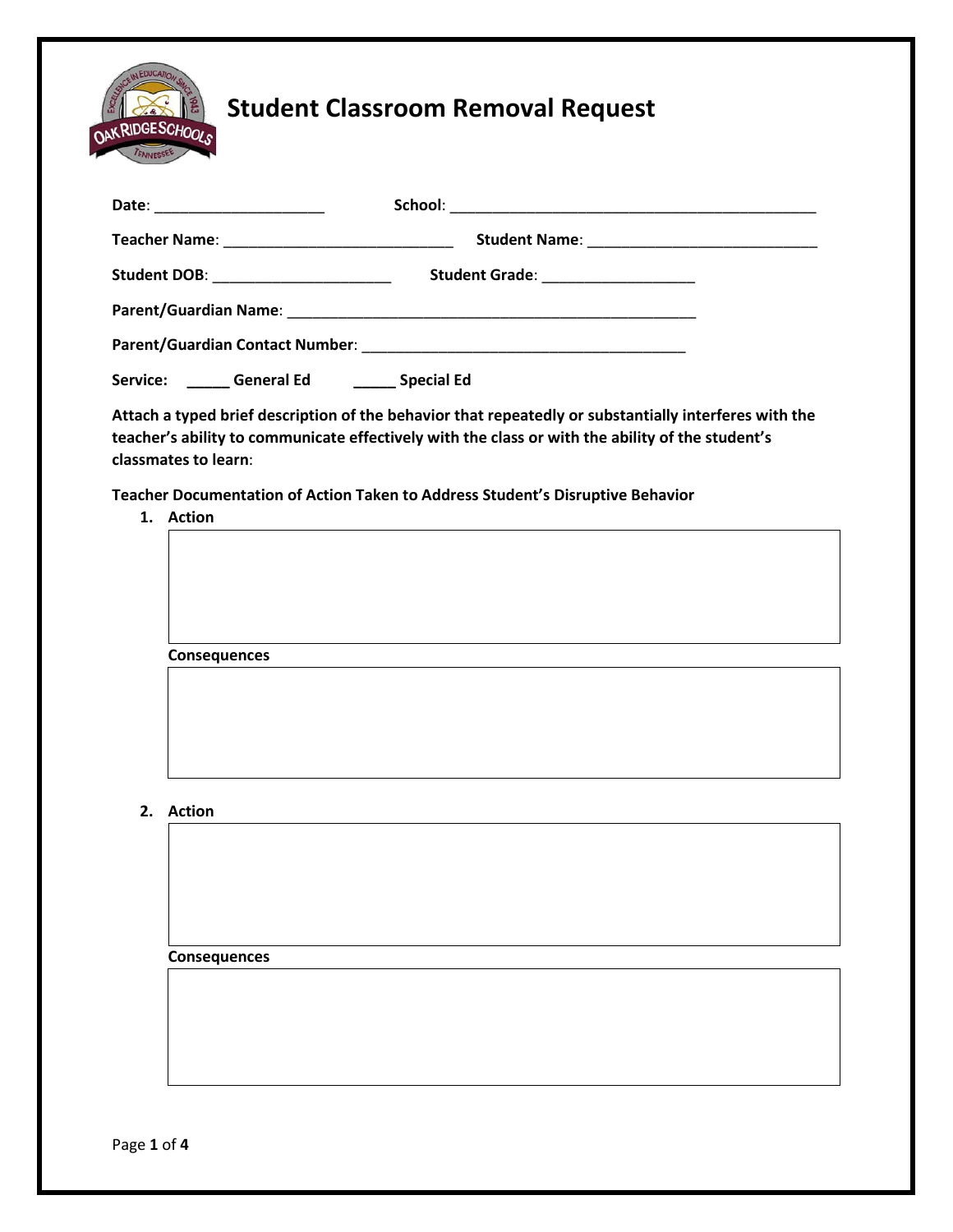# Student Classroom Removal Request

**Date**: ____________________ **School**: ___________________________________________

**Teacher Name**: ___________________________ **Student Name**: ___________________________

**Student DOB**: _____________________ **Student Grade**: __________________

**Parent/Guardian Name**: __________________________________________________

**Parent/Guardian Contact Number**: _______________________________________

**Service:** _____ **General Ed** _____ **Special Ed**

**Attach a typed brief description of the behavior that repeatedly or substantially interferes with the teacher's ability to communicate effectively with the class or with the ability of the student's classmates to learn**:

**Teacher Documentation of Action Taken to Address Student's Disruptive Behavior**

1. **Action**

   **Consequences**

2. **Action**

   **Consequences**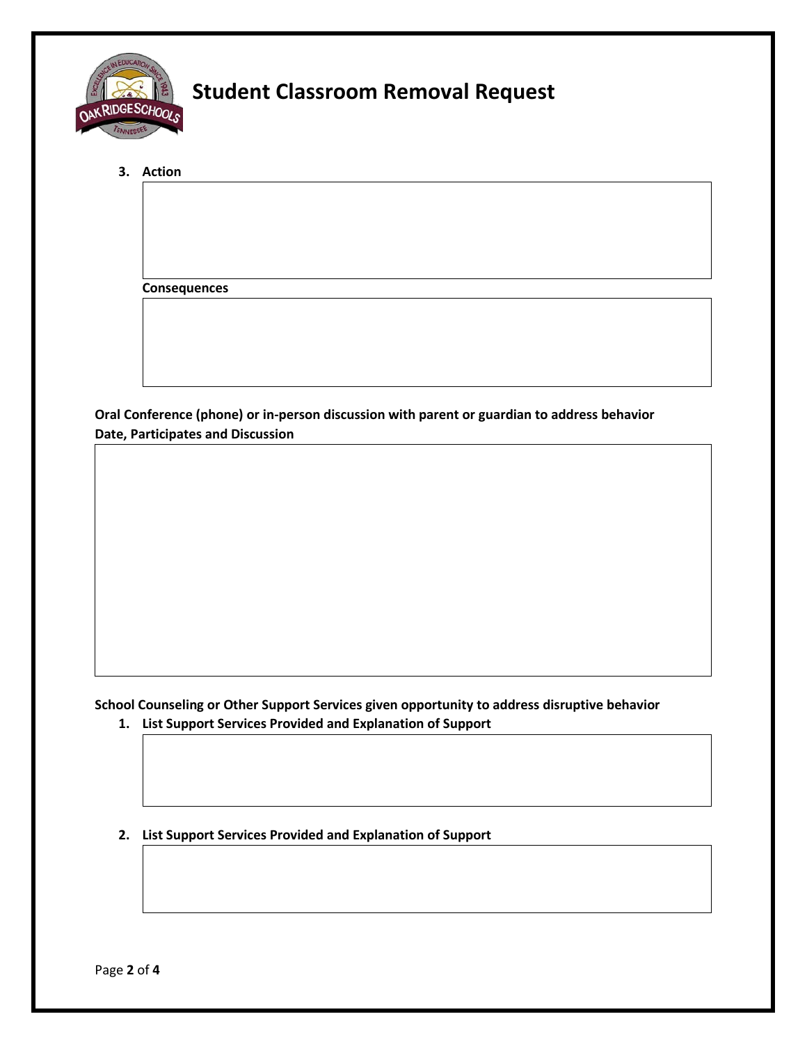# Student Classroom Removal Request

3. **Action**

   **Consequences**

**Oral Conference (phone) or in-person discussion with parent or guardian to address behavior**
**Date, Participates and Discussion**

**School Counseling or Other Support Services given opportunity to address disruptive behavior**

1. **List Support Services Provided and Explanation of Support**

2. **List Support Services Provided and Explanation of Support**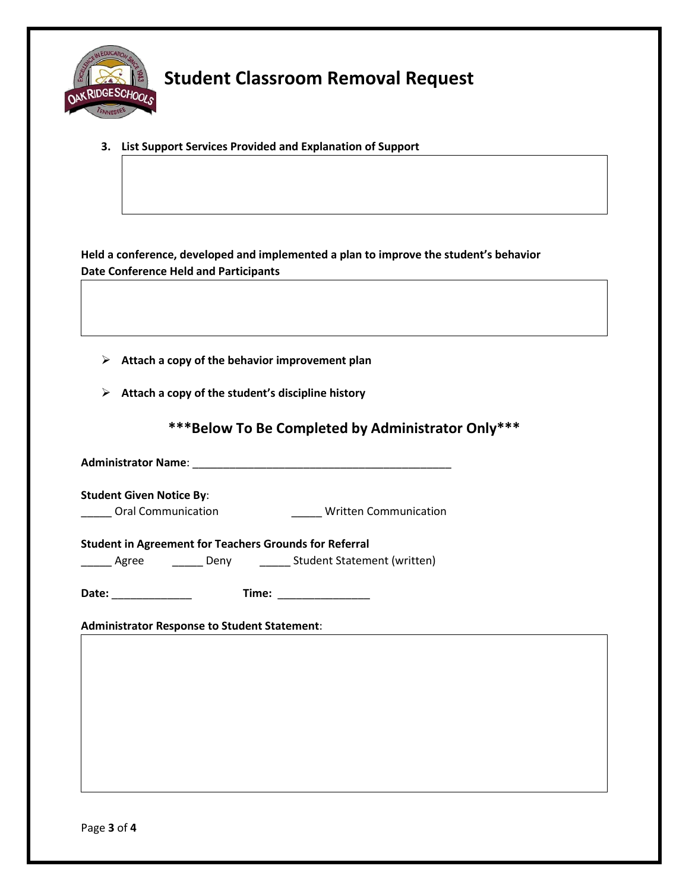# Student Classroom Removal Request

3. **List Support Services Provided and Explanation of Support**

**Held a conference, developed and implemented a plan to improve the student's behavior**
**Date Conference Held and Participants**

- **Attach a copy of the behavior improvement plan**
- **Attach a copy of the student's discipline history**

## ***Below To Be Completed by Administrator Only***

**Administrator Name**: _____________________________________________

**Student Given Notice By**:
_____ Oral Communication _____ Written Communication

**Student in Agreement for Teachers Grounds for Referral**
_____ Agree _____ Deny _____ Student Statement (written)

**Date:** _____________ **Time:** _______________

**Administrator Response to Student Statement**: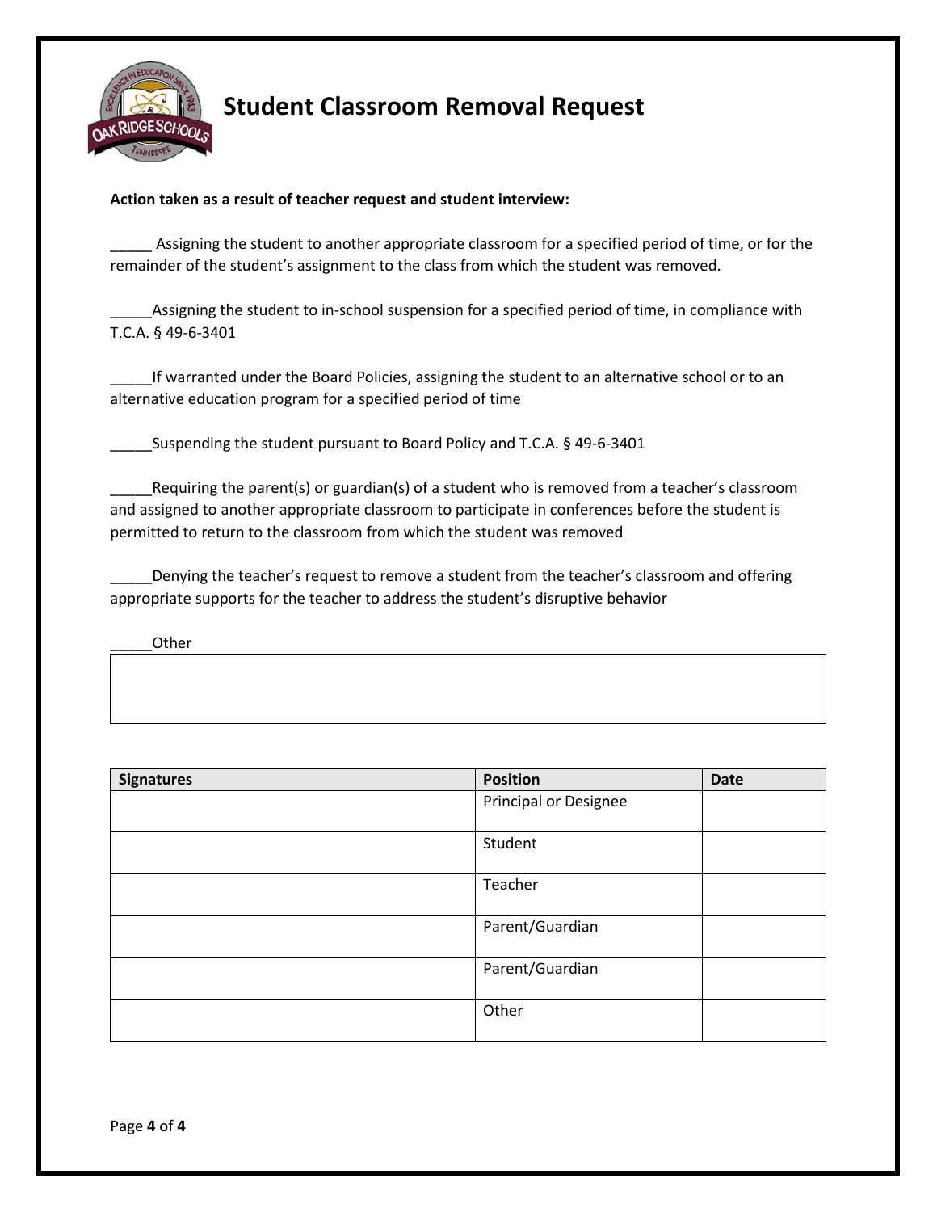# Student Classroom Removal Request

**Action taken as a result of teacher request and student interview:**

_____ Assigning the student to another appropriate classroom for a specified period of time, or for the remainder of the student's assignment to the class from which the student was removed.

_____Assigning the student to in-school suspension for a specified period of time, in compliance with T.C.A. § 49-6-3401

_____If warranted under the Board Policies, assigning the student to an alternative school or to an alternative education program for a specified period of time

_____Suspending the student pursuant to Board Policy and T.C.A. § 49-6-3401

_____Requiring the parent(s) or guardian(s) of a student who is removed from a teacher's classroom and assigned to another appropriate classroom to participate in conferences before the student is permitted to return to the classroom from which the student was removed

_____Denying the teacher's request to remove a student from the teacher's classroom and offering appropriate supports for the teacher to address the student's disruptive behavior

_____Other

| Signatures | Position | Date |
|---|---|---|
| | Principal or Designee | |
| | Student | |
| | Teacher | |
| | Parent/Guardian | |
| | Parent/Guardian | |
| | Other | |